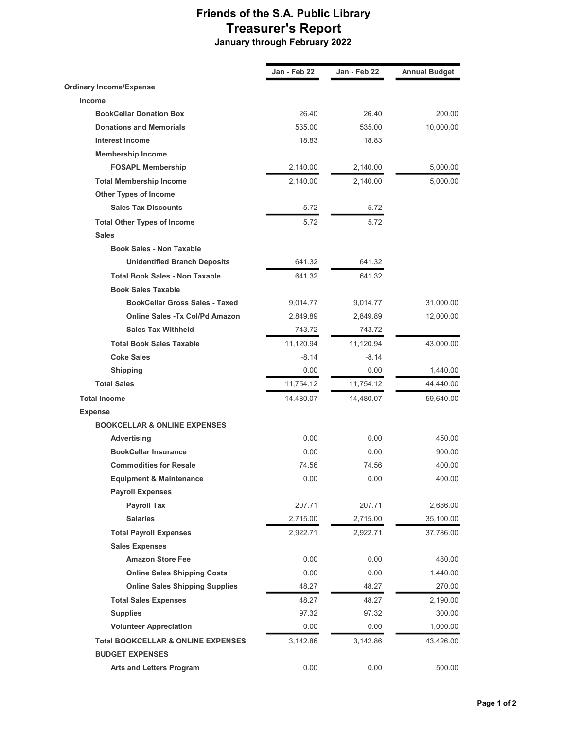# Friends of the S.A. Public Library

## Treasurer's Report

### January through February 2022

| | Jan - Feb 22 | Jan - Feb 22 | Annual Budget |
|---|---|---|---|
| **Ordinary Income/Expense** | | | |
| **Income** | | | |
| **BookCellar Donation Box** | 26.40 | 26.40 | 200.00 |
| **Donations and Memorials** | 535.00 | 535.00 | 10,000.00 |
| **Interest Income** | 18.83 | 18.83 | |
| **Membership Income** | | | |
| **FOSAPL Membership** | 2,140.00 | 2,140.00 | 5,000.00 |
| **Total Membership Income** | 2,140.00 | 2,140.00 | 5,000.00 |
| **Other Types of Income** | | | |
| **Sales Tax Discounts** | 5.72 | 5.72 | |
| **Total Other Types of Income** | 5.72 | 5.72 | |
| **Sales** | | | |
| **Book Sales - Non Taxable** | | | |
| **Unidentified Branch Deposits** | 641.32 | 641.32 | |
| **Total Book Sales - Non Taxable** | 641.32 | 641.32 | |
| **Book Sales Taxable** | | | |
| **BookCellar Gross Sales - Taxed** | 9,014.77 | 9,014.77 | 31,000.00 |
| **Online Sales -Tx Col/Pd Amazon** | 2,849.89 | 2,849.89 | 12,000.00 |
| **Sales Tax Withheld** | -743.72 | -743.72 | |
| **Total Book Sales Taxable** | 11,120.94 | 11,120.94 | 43,000.00 |
| **Coke Sales** | -8.14 | -8.14 | |
| **Shipping** | 0.00 | 0.00 | 1,440.00 |
| **Total Sales** | 11,754.12 | 11,754.12 | 44,440.00 |
| **Total Income** | 14,480.07 | 14,480.07 | 59,640.00 |
| **Expense** | | | |
| **BOOKCELLAR & ONLINE EXPENSES** | | | |
| **Advertising** | 0.00 | 0.00 | 450.00 |
| **BookCellar Insurance** | 0.00 | 0.00 | 900.00 |
| **Commodities for Resale** | 74.56 | 74.56 | 400.00 |
| **Equipment & Maintenance** | 0.00 | 0.00 | 400.00 |
| **Payroll Expenses** | | | |
| **Payroll Tax** | 207.71 | 207.71 | 2,686.00 |
| **Salaries** | 2,715.00 | 2,715.00 | 35,100.00 |
| **Total Payroll Expenses** | 2,922.71 | 2,922.71 | 37,786.00 |
| **Sales Expenses** | | | |
| **Amazon Store Fee** | 0.00 | 0.00 | 480.00 |
| **Online Sales Shipping Costs** | 0.00 | 0.00 | 1,440.00 |
| **Online Sales Shipping Supplies** | 48.27 | 48.27 | 270.00 |
| **Total Sales Expenses** | 48.27 | 48.27 | 2,190.00 |
| **Supplies** | 97.32 | 97.32 | 300.00 |
| **Volunteer Appreciation** | 0.00 | 0.00 | 1,000.00 |
| **Total BOOKCELLAR & ONLINE EXPENSES** | 3,142.86 | 3,142.86 | 43,426.00 |
| **BUDGET EXPENSES** | | | |
| **Arts and Letters Program** | 0.00 | 0.00 | 500.00 |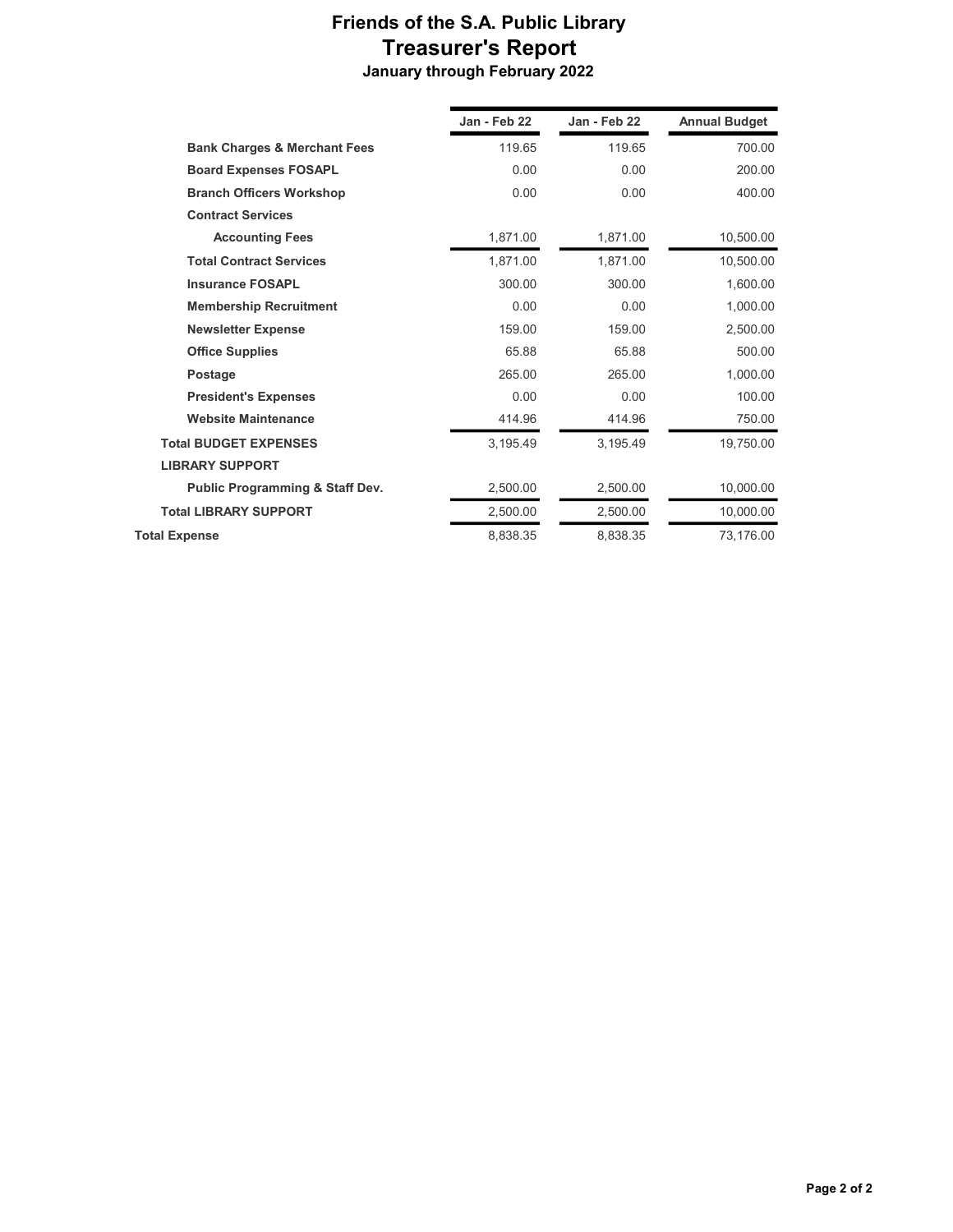# Friends of the S.A. Public Library
## Treasurer's Report
### January through February 2022

| | Jan - Feb 22 | Jan - Feb 22 | Annual Budget |
|---|---|---|---|
| **Bank Charges & Merchant Fees** | 119.65 | 119.65 | 700.00 |
| **Board Expenses FOSAPL** | 0.00 | 0.00 | 200.00 |
| **Branch Officers Workshop** | 0.00 | 0.00 | 400.00 |
| **Contract Services** | | | |
| **Accounting Fees** | 1,871.00 | 1,871.00 | 10,500.00 |
| **Total Contract Services** | 1,871.00 | 1,871.00 | 10,500.00 |
| **Insurance FOSAPL** | 300.00 | 300.00 | 1,600.00 |
| **Membership Recruitment** | 0.00 | 0.00 | 1,000.00 |
| **Newsletter Expense** | 159.00 | 159.00 | 2,500.00 |
| **Office Supplies** | 65.88 | 65.88 | 500.00 |
| **Postage** | 265.00 | 265.00 | 1,000.00 |
| **President's Expenses** | 0.00 | 0.00 | 100.00 |
| **Website Maintenance** | 414.96 | 414.96 | 750.00 |
| **Total BUDGET EXPENSES** | 3,195.49 | 3,195.49 | 19,750.00 |
| **LIBRARY SUPPORT** | | | |
| **Public Programming & Staff Dev.** | 2,500.00 | 2,500.00 | 10,000.00 |
| **Total LIBRARY SUPPORT** | 2,500.00 | 2,500.00 | 10,000.00 |
| **Total Expense** | 8,838.35 | 8,838.35 | 73,176.00 |